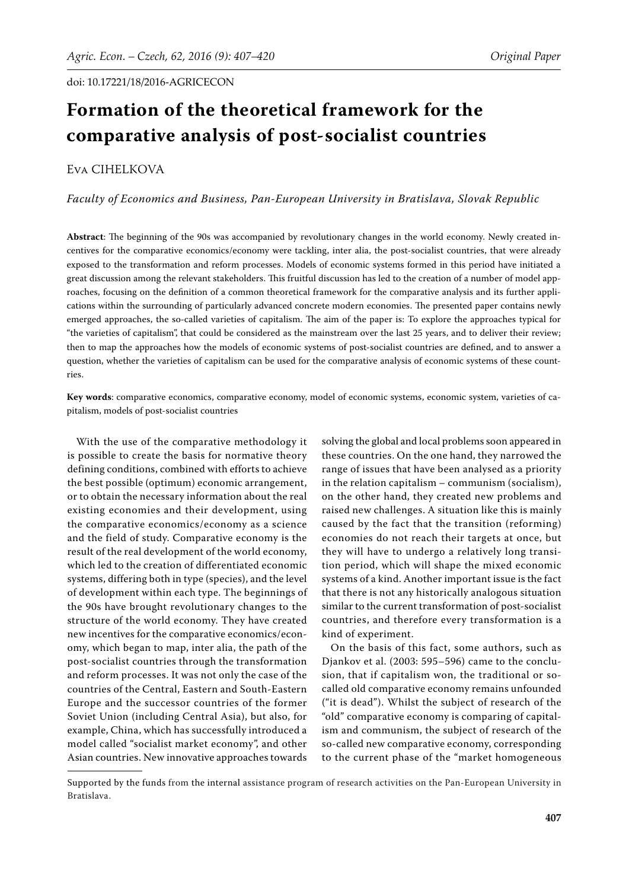doi: 10.17221/18/2016-AGRICECON

# Formation of the theoretical framework for the comparative analysis of post-socialist countries

Eva CIHELKOVA

*Faculty of Economics and Business, Pan-European University in Bratislava, Slovak Republic*

**Abstract**: The beginning of the 90s was accompanied by revolutionary changes in the world economy. Newly created incentives for the comparative economics/economy were tackling, inter alia, the post-socialist countries, that were already exposed to the transformation and reform processes. Models of economic systems formed in this period have initiated a great discussion among the relevant stakeholders. This fruitful discussion has led to the creation of a number of model approaches, focusing on the definition of a common theoretical framework for the comparative analysis and its further applications within the surrounding of particularly advanced concrete modern economies. The presented paper contains newly emerged approaches, the so-called varieties of capitalism. The aim of the paper is: To explore the approaches typical for "the varieties of capitalism", that could be considered as the mainstream over the last 25 years, and to deliver their review; then to map the approaches how the models of economic systems of post-socialist countries are defined, and to answer a question, whether the varieties of capitalism can be used for the comparative analysis of economic systems of these countries.

**Key words**: comparative economics, comparative economy, model of economic systems, economic system, varieties of capitalism, models of post-socialist countries

With the use of the comparative methodology it is possible to create the basis for normative theory defining conditions, combined with efforts to achieve the best possible (optimum) economic arrangement, or to obtain the necessary information about the real existing economies and their development, using the comparative economics/economy as a science and the field of study. Comparative economy is the result of the real development of the world economy, which led to the creation of differentiated economic systems, differing both in type (species), and the level of development within each type. The beginnings of the 90s have brought revolutionary changes to the structure of the world economy. They have created new incentives for the comparative economics/economy, which began to map, inter alia, the path of the post-socialist countries through the transformation and reform processes. It was not only the case of the countries of the Central, Eastern and South-Eastern Europe and the successor countries of the former Soviet Union (including Central Asia), but also, for example, China, which has successfully introduced a model called "socialist market economy", and other Asian countries. New innovative approaches towards solving the global and local problems soon appeared in these countries. On the one hand, they narrowed the range of issues that have been analysed as a priority in the relation capitalism – communism (socialism), on the other hand, they created new problems and raised new challenges. A situation like this is mainly caused by the fact that the transition (reforming) economies do not reach their targets at once, but they will have to undergo a relatively long transition period, which will shape the mixed economic systems of a kind. Another important issue is the fact that there is not any historically analogous situation similar to the current transformation of post-socialist countries, and therefore every transformation is a kind of experiment.

On the basis of this fact, some authors, such as Djankov et al. (2003: 595–596) came to the conclusion, that if capitalism won, the traditional or so-called old comparative economy remains unfounded ("it is dead"). Whilst the subject of research of the "old" comparative economy is comparing of capitalism and communism, the subject of research of the so-called new comparative economy, corresponding to the current phase of the "market homogeneous

---

Supported by the funds from the internal assistance program of research activities on the Pan-European University in Bratislava.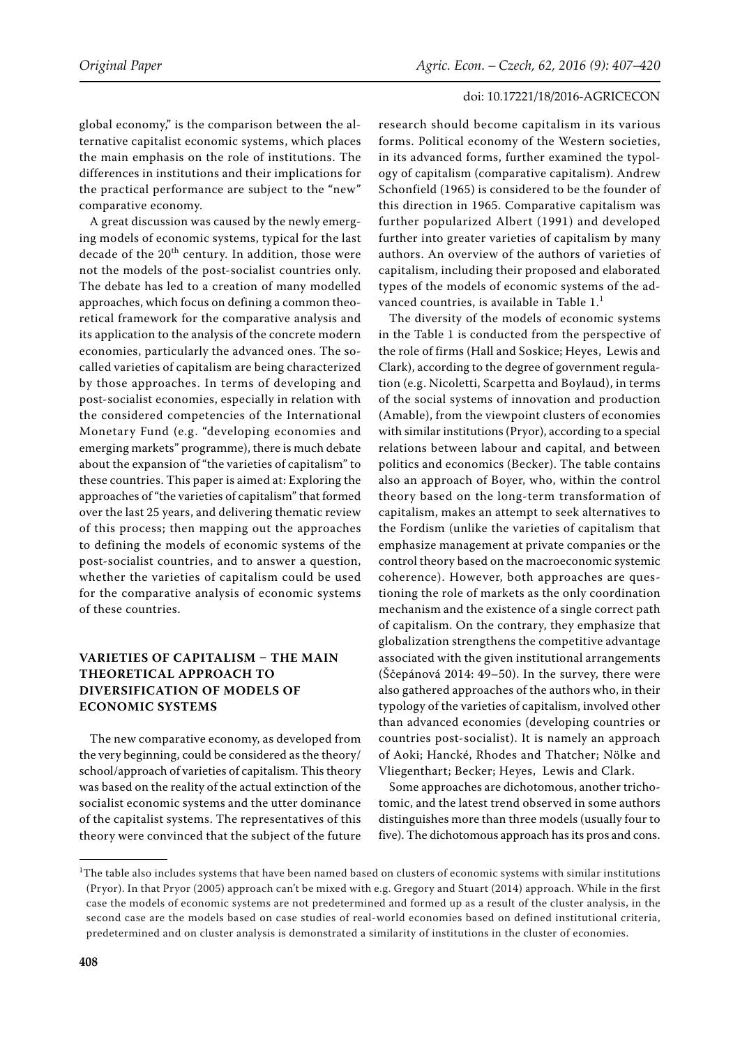global economy," is the comparison between the alternative capitalist economic systems, which places the main emphasis on the role of institutions. The differences in institutions and their implications for the practical performance are subject to the "new" comparative economy.

A great discussion was caused by the newly emerging models of economic systems, typical for the last decade of the 20[th] century. In addition, those were not the models of the post-socialist countries only. The debate has led to a creation of many modelled approaches, which focus on defining a common theoretical framework for the comparative analysis and its application to the analysis of the concrete modern economies, particularly the advanced ones. The so-called varieties of capitalism are being characterized by those approaches. In terms of developing and post-socialist economies, especially in relation with the considered competencies of the International Monetary Fund (e.g. "developing economies and emerging markets" programme), there is much debate about the expansion of "the varieties of capitalism" to these countries. This paper is aimed at: Exploring the approaches of "the varieties of capitalism" that formed over the last 25 years, and delivering thematic review of this process; then mapping out the approaches to defining the models of economic systems of the post-socialist countries, and to answer a question, whether the varieties of capitalism could be used for the comparative analysis of economic systems of these countries.

## VARIETIES OF CAPITALISM – THE MAIN THEORETICAL APPROACH TO DIVERSIFICATION OF MODELS OF ECONOMIC SYSTEMS

The new comparative economy, as developed from the very beginning, could be considered as the theory/school/approach of varieties of capitalism. This theory was based on the reality of the actual extinction of the socialist economic systems and the utter dominance of the capitalist systems. The representatives of this theory were convinced that the subject of the future research should become capitalism in its various forms. Political economy of the Western societies, in its advanced forms, further examined the typology of capitalism (comparative capitalism). Andrew Schonfield (1965) is considered to be the founder of this direction in 1965. Comparative capitalism was further popularized Albert (1991) and developed further into greater varieties of capitalism by many authors. An overview of the authors of varieties of capitalism, including their proposed and elaborated types of the models of economic systems of the advanced countries, is available in Table 1.[1]

The diversity of the models of economic systems in the Table 1 is conducted from the perspective of the role of firms (Hall and Soskice; Heyes, Lewis and Clark), according to the degree of government regulation (e.g. Nicoletti, Scarpetta and Boylaud), in terms of the social systems of innovation and production (Amable), from the viewpoint clusters of economies with similar institutions (Pryor), according to a special relations between labour and capital, and between politics and economics (Becker). The table contains also an approach of Boyer, who, within the control theory based on the long-term transformation of capitalism, makes an attempt to seek alternatives to the Fordism (unlike the varieties of capitalism that emphasize management at private companies or the control theory based on the macroeconomic systemic coherence). However, both approaches are questioning the role of markets as the only coordination mechanism and the existence of a single correct path of capitalism. On the contrary, they emphasize that globalization strengthens the competitive advantage associated with the given institutional arrangements (Ščepánová 2014: 49–50). In the survey, there were also gathered approaches of the authors who, in their typology of the varieties of capitalism, involved other than advanced economies (developing countries or countries post-socialist). It is namely an approach of Aoki; Hancké, Rhodes and Thatcher; Nölke and Vliegenthart; Becker; Heyes, Lewis and Clark.

Some approaches are dichotomous, another trichotomic, and the latest trend observed in some authors distinguishes more than three models (usually four to five). The dichotomous approach has its pros and cons.

[1]The table also includes systems that have been named based on clusters of economic systems with similar institutions (Pryor). In that Pryor (2005) approach can't be mixed with e.g. Gregory and Stuart (2014) approach. While in the first case the models of economic systems are not predetermined and formed up as a result of the cluster analysis, in the second case are the models based on case studies of real-world economies based on defined institutional criteria, predetermined and on cluster analysis is demonstrated a similarity of institutions in the cluster of economies.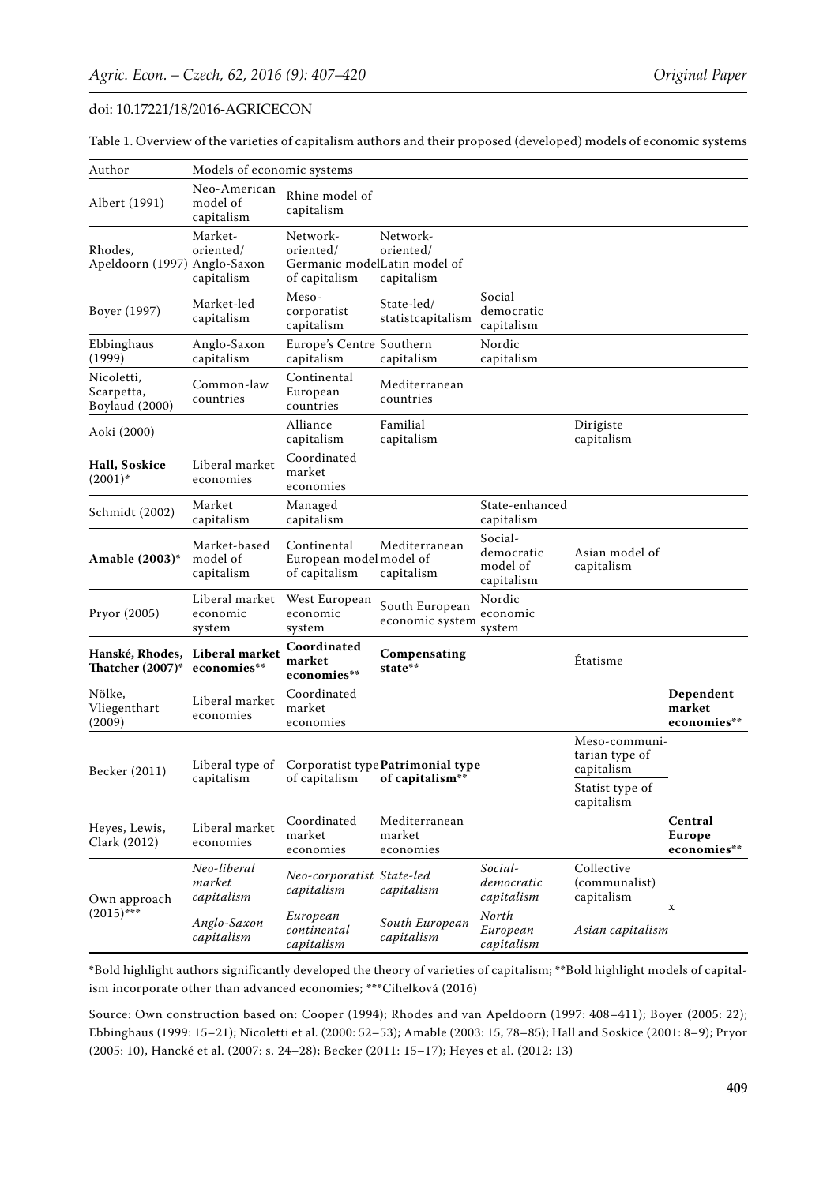Table 1. Overview of the varieties of capitalism authors and their proposed (developed) models of economic systems

| Author | Models of economic systems | | | | | |
|---|---|---|---|---|---|---|
| Albert (1991) | Neo-American model of capitalism | Rhine model of capitalism | | | | |
| Rhodes, Apeldoorn (1997) | Market-oriented/ Anglo-Saxon capitalism | Network-oriented/ Germanic model of capitalism | Network-oriented/ Latin model of capitalism | | | |
| Boyer (1997) | Market-led capitalism | Meso-corporatist capitalism | State-led/ statistcapitalism | Social democratic capitalism | | |
| Ebbinghaus (1999) | Anglo-Saxon capitalism | Europe's Centre capitalism | Southern capitalism | Nordic capitalism | | |
| Nicoletti, Scarpetta, Boylaud (2000) | Common-law countries | Continental European countries | Mediterranean countries | | | |
| Aoki (2000) | | Alliance capitalism | Familial capitalism | | Dirigiste capitalism | |
| **Hall, Soskice (2001)*** | Liberal market economies | Coordinated market economies | | | | |
| Schmidt (2002) | Market capitalism | Managed capitalism | | State-enhanced capitalism | | |
| **Amable (2003)*** | Market-based model of capitalism | Continental European model of capitalism | Mediterranean model of capitalism | Social-democratic model of capitalism | Asian model of capitalism | |
| Pryor (2005) | Liberal market economic system | West European economic system | South European economic system | Nordic economic system | | |
| **Hanské, Rhodes, Thatcher (2007)*** | **Liberal market economies**** | **Coordinated market economies**** | **Compensating state**** | | Étatisme | |
| Nölke, Vliegenthart (2009) | Liberal market economies | Coordinated market economies | | | | **Dependent market economies**** |
| Becker (2011) | Liberal type of capitalism | Corporatist type of capitalism | **Patrimonial type of capitalism**** | | Meso-communitarian type of capitalism; Statist type of capitalism | |
| Heyes, Lewis, Clark (2012) | Liberal market economies | Coordinated market economies | Mediterranean market economies | | | **Central Europe economies**** |
| Own approach (2015)*** | *Neo-liberal market capitalism* | *Neo-corporatist capitalism* | *State-led capitalism* | *Social-democratic capitalism* | *Collective (communalist) capitalism* | x |
| | *Anglo-Saxon capitalism* | *European continental capitalism* | *South European capitalism* | *North European capitalism* | *Asian capitalism* | |

*Bold highlight authors significantly developed the theory of varieties of capitalism; **Bold highlight models of capitalism incorporate other than advanced economies; ***Cihelková (2016)

Source: Own construction based on: Cooper (1994); Rhodes and van Apeldoorn (1997: 408–411); Boyer (2005: 22); Ebbinghaus (1999: 15–21); Nicoletti et al. (2000: 52–53); Amable (2003: 15, 78–85); Hall and Soskice (2001: 8–9); Pryor (2005: 10), Hancké et al. (2007: s. 24–28); Becker (2011: 15–17); Heyes et al. (2012: 13)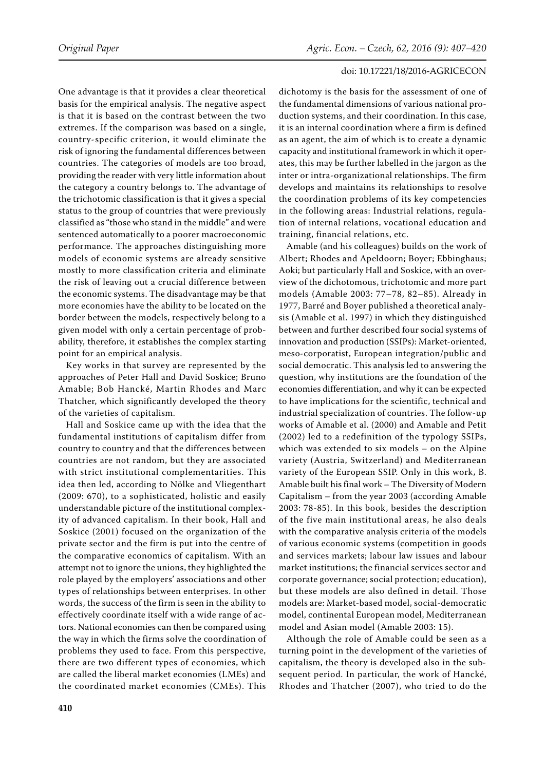One advantage is that it provides a clear theoretical basis for the empirical analysis. The negative aspect is that it is based on the contrast between the two extremes. If the comparison was based on a single, country-specific criterion, it would eliminate the risk of ignoring the fundamental differences between countries. The categories of models are too broad, providing the reader with very little information about the category a country belongs to. The advantage of the trichotomic classification is that it gives a special status to the group of countries that were previously classified as "those who stand in the middle" and were sentenced automatically to a poorer macroeconomic performance. The approaches distinguishing more models of economic systems are already sensitive mostly to more classification criteria and eliminate the risk of leaving out a crucial difference between the economic systems. The disadvantage may be that more economies have the ability to be located on the border between the models, respectively belong to a given model with only a certain percentage of probability, therefore, it establishes the complex starting point for an empirical analysis.

Key works in that survey are represented by the approaches of Peter Hall and David Soskice; Bruno Amable; Bob Hancké, Martin Rhodes and Marc Thatcher, which significantly developed the theory of the varieties of capitalism.

Hall and Soskice came up with the idea that the fundamental institutions of capitalism differ from country to country and that the differences between countries are not random, but they are associated with strict institutional complementarities. This idea then led, according to Nölke and Vliegenthart (2009: 670), to a sophisticated, holistic and easily understandable picture of the institutional complexity of advanced capitalism. In their book, Hall and Soskice (2001) focused on the organization of the private sector and the firm is put into the centre of the comparative economics of capitalism. With an attempt not to ignore the unions, they highlighted the role played by the employers' associations and other types of relationships between enterprises. In other words, the success of the firm is seen in the ability to effectively coordinate itself with a wide range of actors. National economies can then be compared using the way in which the firms solve the coordination of problems they used to face. From this perspective, there are two different types of economies, which are called the liberal market economies (LMEs) and the coordinated market economies (CMEs). This dichotomy is the basis for the assessment of one of the fundamental dimensions of various national production systems, and their coordination. In this case, it is an internal coordination where a firm is defined as an agent, the aim of which is to create a dynamic capacity and institutional framework in which it operates, this may be further labelled in the jargon as the inter or intra-organizational relationships. The firm develops and maintains its relationships to resolve the coordination problems of its key competencies in the following areas: Industrial relations, regulation of internal relations, vocational education and training, financial relations, etc.

Amable (and his colleagues) builds on the work of Albert; Rhodes and Apeldoorn; Boyer; Ebbinghaus; Aoki; but particularly Hall and Soskice, with an overview of the dichotomous, trichotomic and more part models (Amable 2003: 77–78, 82–85). Already in 1977, Barré and Boyer published a theoretical analysis (Amable et al. 1997) in which they distinguished between and further described four social systems of innovation and production (SSIPs): Market-oriented, meso-corporatist, European integration/public and social democratic. This analysis led to answering the question, why institutions are the foundation of the economies differentiation, and why it can be expected to have implications for the scientific, technical and industrial specialization of countries. The follow-up works of Amable et al. (2000) and Amable and Petit (2002) led to a redefinition of the typology SSIPs, which was extended to six models – on the Alpine variety (Austria, Switzerland) and Mediterranean variety of the European SSIP. Only in this work, B. Amable built his final work – The Diversity of Modern Capitalism – from the year 2003 (according Amable 2003: 78-85). In this book, besides the description of the five main institutional areas, he also deals with the comparative analysis criteria of the models of various economic systems (competition in goods and services markets; labour law issues and labour market institutions; the financial services sector and corporate governance; social protection; education), but these models are also defined in detail. Those models are: Market-based model, social-democratic model, continental European model, Mediterranean model and Asian model (Amable 2003: 15).

Although the role of Amable could be seen as a turning point in the development of the varieties of capitalism, the theory is developed also in the subsequent period. In particular, the work of Hancké, Rhodes and Thatcher (2007), who tried to do the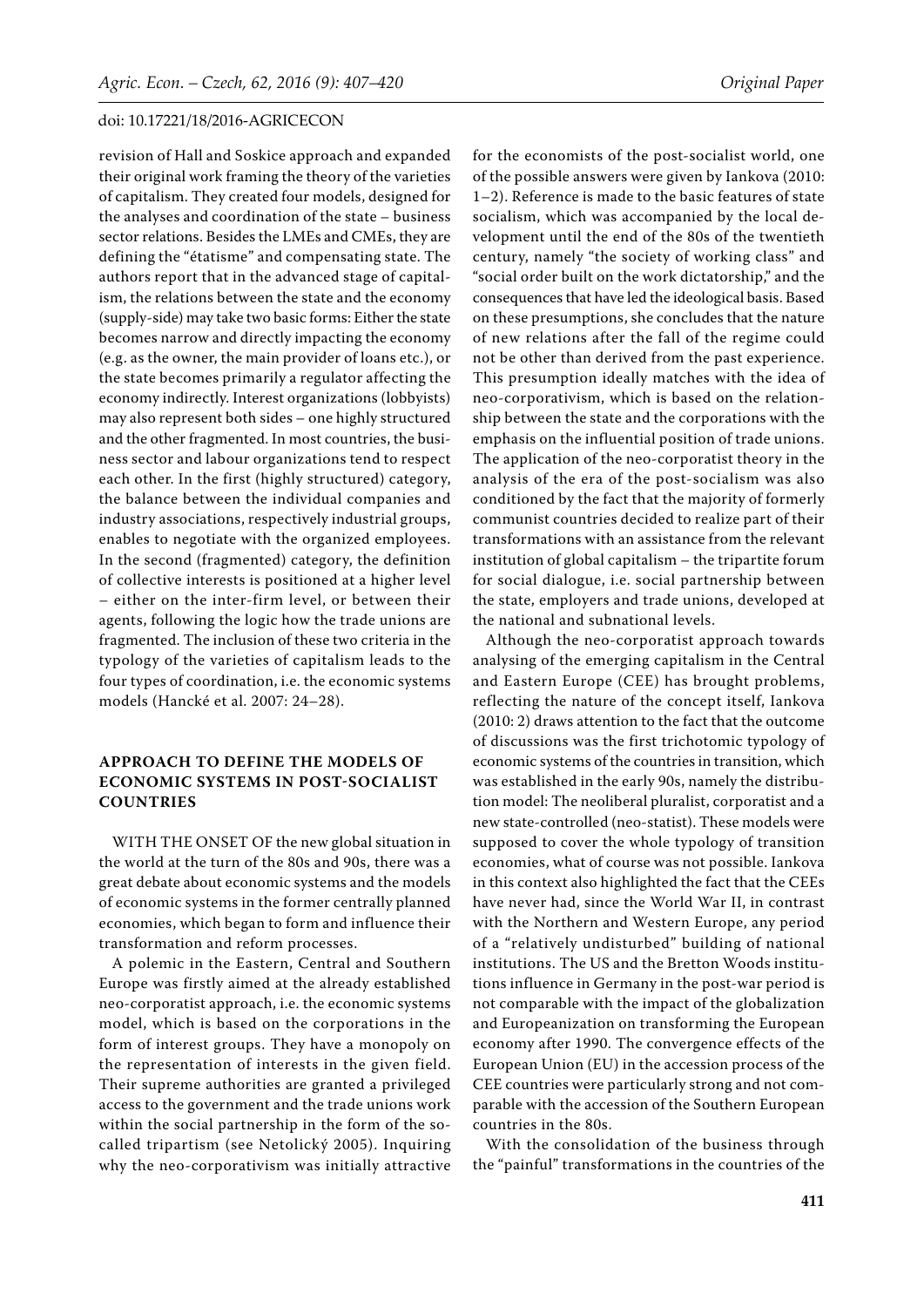revision of Hall and Soskice approach and expanded their original work framing the theory of the varieties of capitalism. They created four models, designed for the analyses and coordination of the state – business sector relations. Besides the LMEs and CMEs, they are defining the "étatisme" and compensating state. The authors report that in the advanced stage of capitalism, the relations between the state and the economy (supply-side) may take two basic forms: Either the state becomes narrow and directly impacting the economy (e.g. as the owner, the main provider of loans etc.), or the state becomes primarily a regulator affecting the economy indirectly. Interest organizations (lobbyists) may also represent both sides – one highly structured and the other fragmented. In most countries, the business sector and labour organizations tend to respect each other. In the first (highly structured) category, the balance between the individual companies and industry associations, respectively industrial groups, enables to negotiate with the organized employees. In the second (fragmented) category, the definition of collective interests is positioned at a higher level – either on the inter-firm level, or between their agents, following the logic how the trade unions are fragmented. The inclusion of these two criteria in the typology of the varieties of capitalism leads to the four types of coordination, i.e. the economic systems models (Hancké et al. 2007: 24–28).

## APPROACH TO DEFINE THE MODELS OF ECONOMIC SYSTEMS IN POST-SOCIALIST COUNTRIES

WITH THE ONSET OF the new global situation in the world at the turn of the 80s and 90s, there was a great debate about economic systems and the models of economic systems in the former centrally planned economies, which began to form and influence their transformation and reform processes.

A polemic in the Eastern, Central and Southern Europe was firstly aimed at the already established neo-corporatist approach, i.e. the economic systems model, which is based on the corporations in the form of interest groups. They have a monopoly on the representation of interests in the given field. Their supreme authorities are granted a privileged access to the government and the trade unions work within the social partnership in the form of the so-called tripartism (see Netolický 2005). Inquiring why the neo-corporativism was initially attractive for the economists of the post-socialist world, one of the possible answers were given by Iankova (2010: 1–2). Reference is made to the basic features of state socialism, which was accompanied by the local development until the end of the 80s of the twentieth century, namely "the society of working class" and "social order built on the work dictatorship," and the consequences that have led the ideological basis. Based on these presumptions, she concludes that the nature of new relations after the fall of the regime could not be other than derived from the past experience. This presumption ideally matches with the idea of neo-corporativism, which is based on the relationship between the state and the corporations with the emphasis on the influential position of trade unions. The application of the neo-corporatist theory in the analysis of the era of the post-socialism was also conditioned by the fact that the majority of formerly communist countries decided to realize part of their transformations with an assistance from the relevant institution of global capitalism – the tripartite forum for social dialogue, i.e. social partnership between the state, employers and trade unions, developed at the national and subnational levels.

Although the neo-corporatist approach towards analysing of the emerging capitalism in the Central and Eastern Europe (CEE) has brought problems, reflecting the nature of the concept itself, Iankova (2010: 2) draws attention to the fact that the outcome of discussions was the first trichotomic typology of economic systems of the countries in transition, which was established in the early 90s, namely the distribution model: The neoliberal pluralist, corporatist and a new state-controlled (neo-statist). These models were supposed to cover the whole typology of transition economies, what of course was not possible. Iankova in this context also highlighted the fact that the CEEs have never had, since the World War II, in contrast with the Northern and Western Europe, any period of a "relatively undisturbed" building of national institutions. The US and the Bretton Woods institutions influence in Germany in the post-war period is not comparable with the impact of the globalization and Europeanization on transforming the European economy after 1990. The convergence effects of the European Union (EU) in the accession process of the CEE countries were particularly strong and not comparable with the accession of the Southern European countries in the 80s.

With the consolidation of the business through the "painful" transformations in the countries of the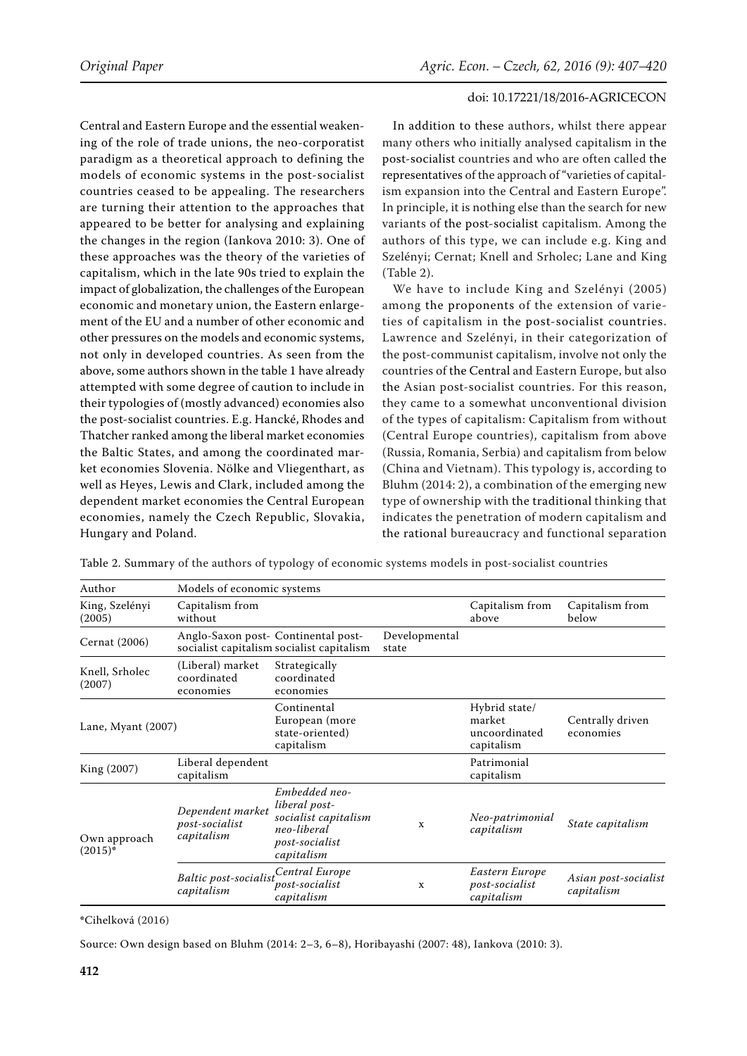Central and Eastern Europe and the essential weakening of the role of trade unions, the neo-corporatist paradigm as a theoretical approach to defining the models of economic systems in the post-socialist countries ceased to be appealing. The researchers are turning their attention to the approaches that appeared to be better for analysing and explaining the changes in the region (Iankova 2010: 3). One of these approaches was the theory of the varieties of capitalism, which in the late 90s tried to explain the impact of globalization, the challenges of the European economic and monetary union, the Eastern enlargement of the EU and a number of other economic and other pressures on the models and economic systems, not only in developed countries. As seen from the above, some authors shown in the table 1 have already attempted with some degree of caution to include in their typologies of (mostly advanced) economies also the post-socialist countries. E.g. Hancké, Rhodes and Thatcher ranked among the liberal market economies the Baltic States, and among the coordinated market economies Slovenia. Nölke and Vliegenthart, as well as Heyes, Lewis and Clark, included among the dependent market economies the Central European economies, namely the Czech Republic, Slovakia, Hungary and Poland.

In addition to these authors, whilst there appear many others who initially analysed capitalism in the post-socialist countries and who are often called the representatives of the approach of "varieties of capitalism expansion into the Central and Eastern Europe". In principle, it is nothing else than the search for new variants of the post-socialist capitalism. Among the authors of this type, we can include e.g. King and Szelényi; Cernat; Knell and Srholec; Lane and King (Table 2).

We have to include King and Szelényi (2005) among the proponents of the extension of varieties of capitalism in the post-socialist countries. Lawrence and Szelényi, in their categorization of the post-communist capitalism, involve not only the countries of the Central and Eastern Europe, but also the Asian post-socialist countries. For this reason, they came to a somewhat unconventional division of the types of capitalism: Capitalism from without (Central Europe countries), capitalism from above (Russia, Romania, Serbia) and capitalism from below (China and Vietnam). This typology is, according to Bluhm (2014: 2), a combination of the emerging new type of ownership with the traditional thinking that indicates the penetration of modern capitalism and the rational bureaucracy and functional separation

Table 2. Summary of the authors of typology of economic systems models in post-socialist countries

| Author | Models of economic systems | | | | |
|---|---|---|---|---|---|
| King, Szelényi (2005) | Capitalism from without | | | Capitalism from above | Capitalism from below |
| Cernat (2006) | Anglo-Saxon post-socialist capitalism | Continental post-socialist capitalism | Developmental state | | |
| Knell, Srholec (2007) | (Liberal) market coordinated economies | Strategically coordinated economies | | | |
| Lane, Myant (2007) | | Continental European (more state-oriented) capitalism | | Hybrid state/market uncoordinated capitalism | Centrally driven economies |
| King (2007) | Liberal dependent capitalism | | | Patrimonial capitalism | |
| Own approach (2015)* | *Dependent market post-socialist capitalism* | *Embedded neo-liberal post-socialist capitalism neo-liberal post-socialist capitalism* | x | *Neo-patrimonial capitalism* | *State capitalism* |
| | *Baltic post-socialist capitalism* | *Central Europe post-socialist capitalism* | x | *Eastern Europe post-socialist capitalism* | *Asian post-socialist capitalism* |

*Cihelková (2016)

Source: Own design based on Bluhm (2014: 2–3, 6–8), Horibayashi (2007: 48), Iankova (2010: 3).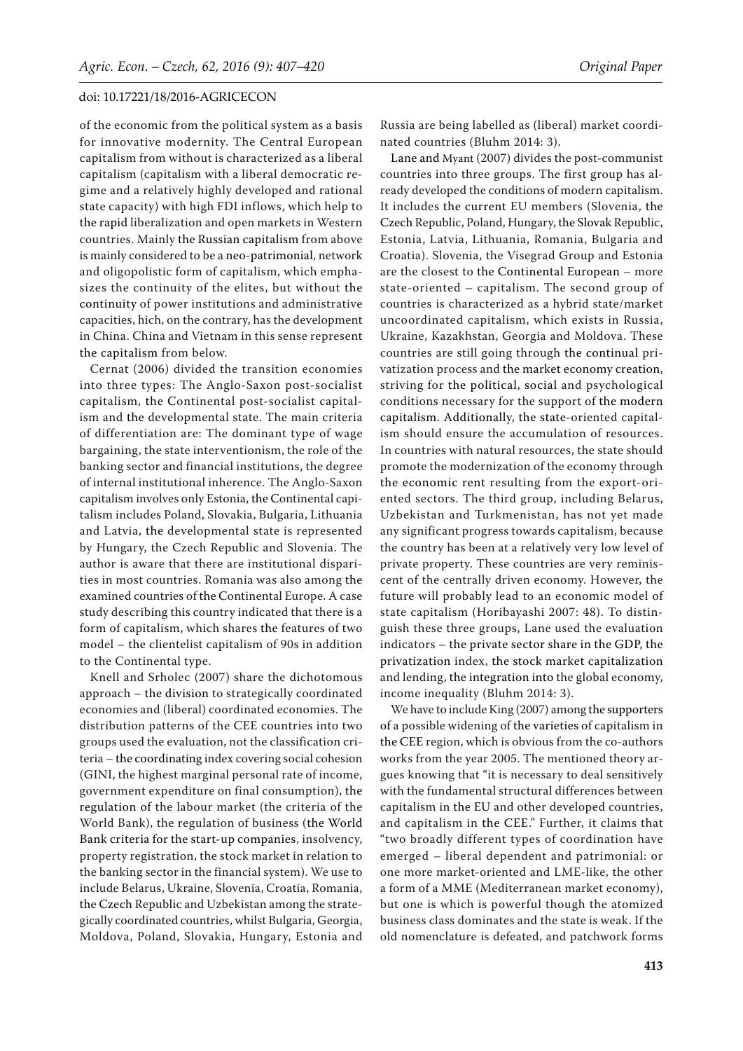of the economic from the political system as a basis for innovative modernity. The Central European capitalism from without is characterized as a liberal capitalism (capitalism with a liberal democratic regime and a relatively highly developed and rational state capacity) with high FDI inflows, which help to the rapid liberalization and open markets in Western countries. Mainly the Russian capitalism from above is mainly considered to be a neo-patrimonial, network and oligopolistic form of capitalism, which emphasizes the continuity of the elites, but without the continuity of power institutions and administrative capacities, hich, on the contrary, has the development in China. China and Vietnam in this sense represent the capitalism from below.

Cernat (2006) divided the transition economies into three types: The Anglo-Saxon post-socialist capitalism, the Continental post-socialist capitalism and the developmental state. The main criteria of differentiation are: The dominant type of wage bargaining, the state interventionism, the role of the banking sector and financial institutions, the degree of internal institutional inherence. The Anglo-Saxon capitalism involves only Estonia, the Continental capitalism includes Poland, Slovakia, Bulgaria, Lithuania and Latvia, the developmental state is represented by Hungary, the Czech Republic and Slovenia. The author is aware that there are institutional disparities in most countries. Romania was also among the examined countries of the Continental Europe. A case study describing this country indicated that there is a form of capitalism, which shares the features of two model – the clientelist capitalism of 90s in addition to the Continental type.

Knell and Srholec (2007) share the dichotomous approach – the division to strategically coordinated economies and (liberal) coordinated economies. The distribution patterns of the CEE countries into two groups used the evaluation, not the classification criteria – the coordinating index covering social cohesion (GINI, the highest marginal personal rate of income, government expenditure on final consumption), the regulation of the labour market (the criteria of the World Bank), the regulation of business (the World Bank criteria for the start-up companies, insolvency, property registration, the stock market in relation to the banking sector in the financial system). We use to include Belarus, Ukraine, Slovenia, Croatia, Romania, the Czech Republic and Uzbekistan among the strategically coordinated countries, whilst Bulgaria, Georgia, Moldova, Poland, Slovakia, Hungary, Estonia and Russia are being labelled as (liberal) market coordinated countries (Bluhm 2014: 3).

Lane and Myant (2007) divides the post-communist countries into three groups. The first group has already developed the conditions of modern capitalism. It includes the current EU members (Slovenia, the Czech Republic, Poland, Hungary, the Slovak Republic, Estonia, Latvia, Lithuania, Romania, Bulgaria and Croatia). Slovenia, the Visegrad Group and Estonia are the closest to the Continental European – more state-oriented – capitalism. The second group of countries is characterized as a hybrid state/market uncoordinated capitalism, which exists in Russia, Ukraine, Kazakhstan, Georgia and Moldova. These countries are still going through the continual privatization process and the market economy creation, striving for the political, social and psychological conditions necessary for the support of the modern capitalism. Additionally, the state-oriented capitalism should ensure the accumulation of resources. In countries with natural resources, the state should promote the modernization of the economy through the economic rent resulting from the export-oriented sectors. The third group, including Belarus, Uzbekistan and Turkmenistan, has not yet made any significant progress towards capitalism, because the country has been at a relatively very low level of private property. These countries are very reminiscent of the centrally driven economy. However, the future will probably lead to an economic model of state capitalism (Horibayashi 2007: 48). To distinguish these three groups, Lane used the evaluation indicators – the private sector share in the GDP, the privatization index, the stock market capitalization and lending, the integration into the global economy, income inequality (Bluhm 2014: 3).

We have to include King (2007) among the supporters of a possible widening of the varieties of capitalism in the CEE region, which is obvious from the co-authors works from the year 2005. The mentioned theory argues knowing that "it is necessary to deal sensitively with the fundamental structural differences between capitalism in the EU and other developed countries, and capitalism in the CEE." Further, it claims that "two broadly different types of coordination have emerged – liberal dependent and patrimonial: or one more market-oriented and LME-like, the other a form of a MME (Mediterranean market economy), but one is which is powerful though the atomized business class dominates and the state is weak. If the old nomenclature is defeated, and patchwork forms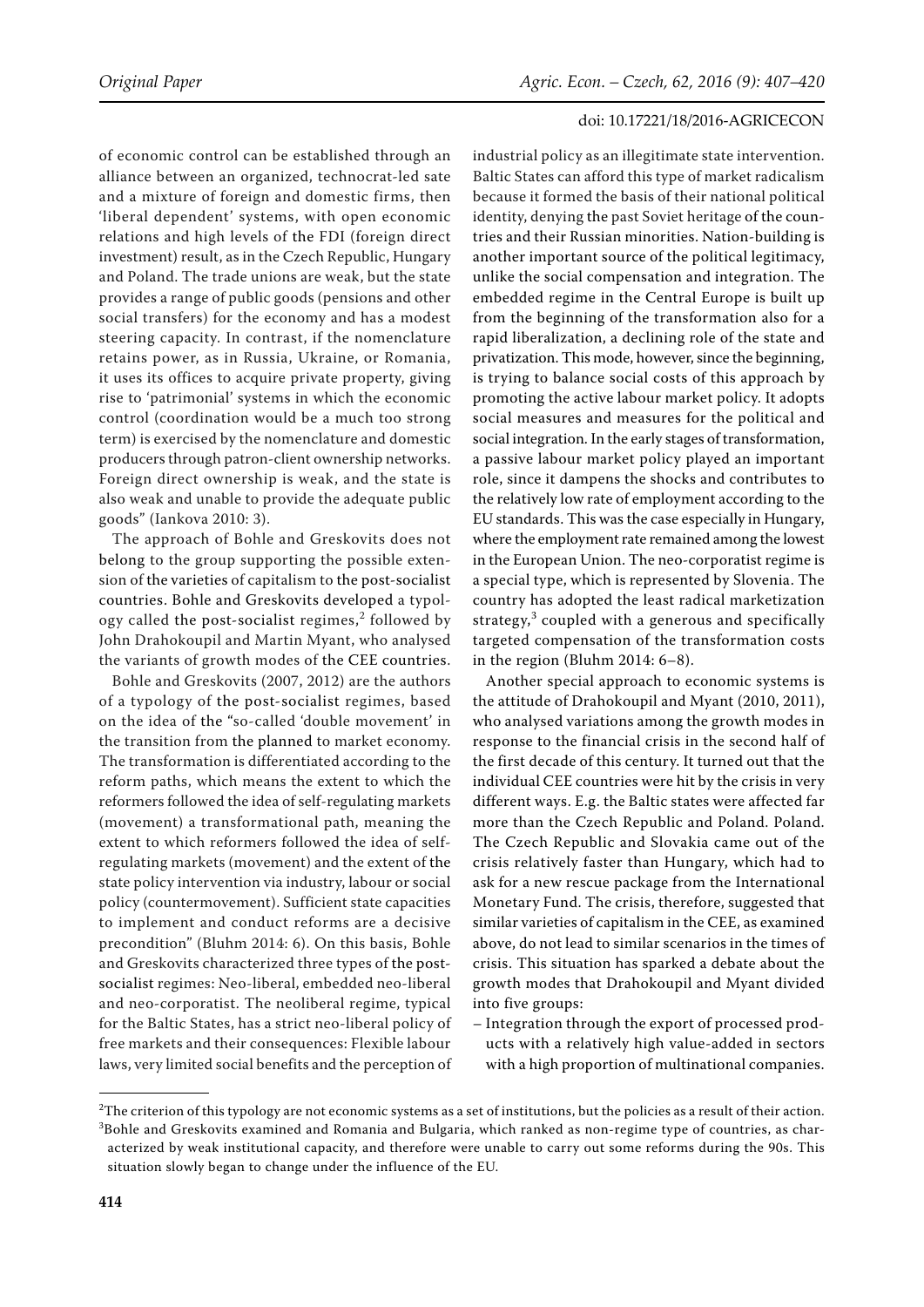of economic control can be established through an alliance between an organized, technocrat-led sate and a mixture of foreign and domestic firms, then 'liberal dependent' systems, with open economic relations and high levels of the FDI (foreign direct investment) result, as in the Czech Republic, Hungary and Poland. The trade unions are weak, but the state provides a range of public goods (pensions and other social transfers) for the economy and has a modest steering capacity. In contrast, if the nomenclature retains power, as in Russia, Ukraine, or Romania, it uses its offices to acquire private property, giving rise to 'patrimonial' systems in which the economic control (coordination would be a much too strong term) is exercised by the nomenclature and domestic producers through patron-client ownership networks. Foreign direct ownership is weak, and the state is also weak and unable to provide the adequate public goods" (Iankova 2010: 3).

The approach of Bohle and Greskovits does not belong to the group supporting the possible extension of the varieties of capitalism to the post-socialist countries. Bohle and Greskovits developed a typology called the post-socialist regimes,[2] followed by John Drahokoupil and Martin Myant, who analysed the variants of growth modes of the CEE countries.

Bohle and Greskovits (2007, 2012) are the authors of a typology of the post-socialist regimes, based on the idea of the "so-called 'double movement' in the transition from the planned to market economy. The transformation is differentiated according to the reform paths, which means the extent to which the reformers followed the idea of self-regulating markets (movement) a transformational path, meaning the extent to which reformers followed the idea of self-regulating markets (movement) and the extent of the state policy intervention via industry, labour or social policy (countermovement). Sufficient state capacities to implement and conduct reforms are a decisive precondition" (Bluhm 2014: 6). On this basis, Bohle and Greskovits characterized three types of the post-socialist regimes: Neo-liberal, embedded neo-liberal and neo-corporatist. The neoliberal regime, typical for the Baltic States, has a strict neo-liberal policy of free markets and their consequences: Flexible labour laws, very limited social benefits and the perception of industrial policy as an illegitimate state intervention. Baltic States can afford this type of market radicalism because it formed the basis of their national political identity, denying the past Soviet heritage of the countries and their Russian minorities. Nation-building is another important source of the political legitimacy, unlike the social compensation and integration. The embedded regime in the Central Europe is built up from the beginning of the transformation also for a rapid liberalization, a declining role of the state and privatization. This mode, however, since the beginning, is trying to balance social costs of this approach by promoting the active labour market policy. It adopts social measures and measures for the political and social integration. In the early stages of transformation, a passive labour market policy played an important role, since it dampens the shocks and contributes to the relatively low rate of employment according to the EU standards. This was the case especially in Hungary, where the employment rate remained among the lowest in the European Union. The neo-corporatist regime is a special type, which is represented by Slovenia. The country has adopted the least radical marketization strategy,[3] coupled with a generous and specifically targeted compensation of the transformation costs in the region (Bluhm 2014: 6–8).

Another special approach to economic systems is the attitude of Drahokoupil and Myant (2010, 2011), who analysed variations among the growth modes in response to the financial crisis in the second half of the first decade of this century. It turned out that the individual CEE countries were hit by the crisis in very different ways. E.g. the Baltic states were affected far more than the Czech Republic and Poland. Poland. The Czech Republic and Slovakia came out of the crisis relatively faster than Hungary, which had to ask for a new rescue package from the International Monetary Fund. The crisis, therefore, suggested that similar varieties of capitalism in the CEE, as examined above, do not lead to similar scenarios in the times of crisis. This situation has sparked a debate about the growth modes that Drahokoupil and Myant divided into five groups:

– Integration through the export of processed products with a relatively high value-added in sectors with a high proportion of multinational companies.

---

[2]The criterion of this typology are not economic systems as a set of institutions, but the policies as a result of their action.

[3]Bohle and Greskovits examined and Romania and Bulgaria, which ranked as non-regime type of countries, as characterized by weak institutional capacity, and therefore were unable to carry out some reforms during the 90s. This situation slowly began to change under the influence of the EU.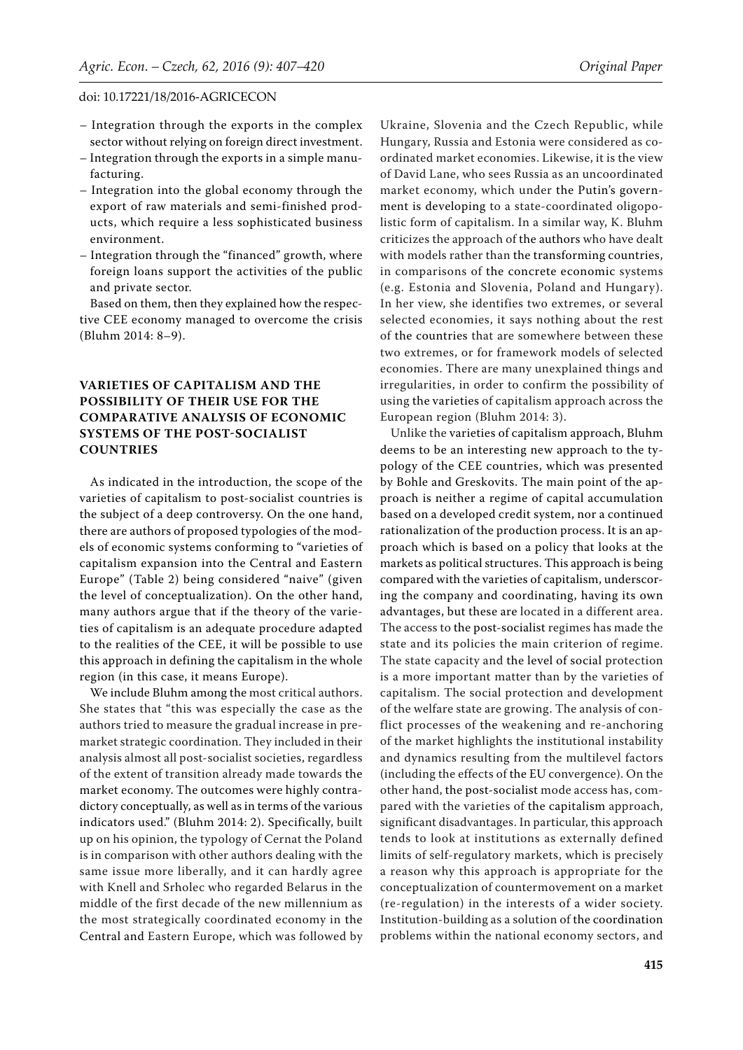– Integration through the exports in the complex sector without relying on foreign direct investment.
– Integration through the exports in a simple manufacturing.
– Integration into the global economy through the export of raw materials and semi-finished products, which require a less sophisticated business environment.
– Integration through the "financed" growth, where foreign loans support the activities of the public and private sector.

Based on them, then they explained how the respective CEE economy managed to overcome the crisis (Bluhm 2014: 8–9).

## VARIETIES OF CAPITALISM AND THE POSSIBILITY OF THEIR USE FOR THE COMPARATIVE ANALYSIS OF ECONOMIC SYSTEMS OF THE POST-SOCIALIST COUNTRIES

As indicated in the introduction, the scope of the varieties of capitalism to post-socialist countries is the subject of a deep controversy. On the one hand, there are authors of proposed typologies of the models of economic systems conforming to "varieties of capitalism expansion into the Central and Eastern Europe" (Table 2) being considered "naive" (given the level of conceptualization). On the other hand, many authors argue that if the theory of the varieties of capitalism is an adequate procedure adapted to the realities of the CEE, it will be possible to use this approach in defining the capitalism in the whole region (in this case, it means Europe).

We include Bluhm among the most critical authors. She states that "this was especially the case as the authors tried to measure the gradual increase in pre-market strategic coordination. They included in their analysis almost all post-socialist societies, regardless of the extent of transition already made towards the market economy. The outcomes were highly contradictory conceptually, as well as in terms of the various indicators used." (Bluhm 2014: 2). Specifically, built up on his opinion, the typology of Cernat the Poland is in comparison with other authors dealing with the same issue more liberally, and it can hardly agree with Knell and Srholec who regarded Belarus in the middle of the first decade of the new millennium as the most strategically coordinated economy in the Central and Eastern Europe, which was followed by Ukraine, Slovenia and the Czech Republic, while Hungary, Russia and Estonia were considered as coordinated market economies. Likewise, it is the view of David Lane, who sees Russia as an uncoordinated market economy, which under the Putin's government is developing to a state-coordinated oligopolistic form of capitalism. In a similar way, K. Bluhm criticizes the approach of the authors who have dealt with models rather than the transforming countries, in comparisons of the concrete economic systems (e.g. Estonia and Slovenia, Poland and Hungary). In her view, she identifies two extremes, or several selected economies, it says nothing about the rest of the countries that are somewhere between these two extremes, or for framework models of selected economies. There are many unexplained things and irregularities, in order to confirm the possibility of using the varieties of capitalism approach across the European region (Bluhm 2014: 3).

Unlike the varieties of capitalism approach, Bluhm deems to be an interesting new approach to the typology of the CEE countries, which was presented by Bohle and Greskovits. The main point of the approach is neither a regime of capital accumulation based on a developed credit system, nor a continued rationalization of the production process. It is an approach which is based on a policy that looks at the markets as political structures. This approach is being compared with the varieties of capitalism, underscoring the company and coordinating, having its own advantages, but these are located in a different area. The access to the post-socialist regimes has made the state and its policies the main criterion of regime. The state capacity and the level of social protection is a more important matter than by the varieties of capitalism. The social protection and development of the welfare state are growing. The analysis of conflict processes of the weakening and re-anchoring of the market highlights the institutional instability and dynamics resulting from the multilevel factors (including the effects of the EU convergence). On the other hand, the post-socialist mode access has, compared with the varieties of the capitalism approach, significant disadvantages. In particular, this approach tends to look at institutions as externally defined limits of self-regulatory markets, which is precisely a reason why this approach is appropriate for the conceptualization of countermovement on a market (re-regulation) in the interests of a wider society. Institution-building as a solution of the coordination problems within the national economy sectors, and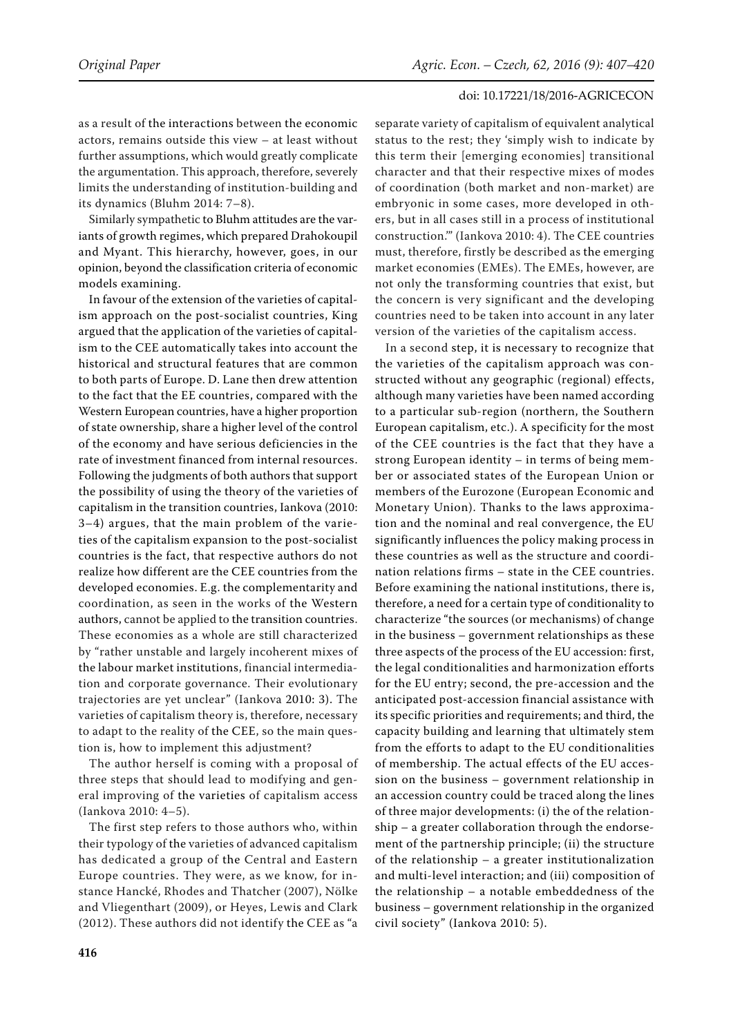as a result of the interactions between the economic actors, remains outside this view – at least without further assumptions, which would greatly complicate the argumentation. This approach, therefore, severely limits the understanding of institution-building and its dynamics (Bluhm 2014: 7–8).

Similarly sympathetic to Bluhm attitudes are the variants of growth regimes, which prepared Drahokoupil and Myant. This hierarchy, however, goes, in our opinion, beyond the classification criteria of economic models examining.

In favour of the extension of the varieties of capitalism approach on the post-socialist countries, King argued that the application of the varieties of capitalism to the CEE automatically takes into account the historical and structural features that are common to both parts of Europe. D. Lane then drew attention to the fact that the EE countries, compared with the Western European countries, have a higher proportion of state ownership, share a higher level of the control of the economy and have serious deficiencies in the rate of investment financed from internal resources. Following the judgments of both authors that support the possibility of using the theory of the varieties of capitalism in the transition countries, Iankova (2010: 3–4) argues, that the main problem of the varieties of the capitalism expansion to the post-socialist countries is the fact, that respective authors do not realize how different are the CEE countries from the developed economies. E.g. the complementarity and coordination, as seen in the works of the Western authors, cannot be applied to the transition countries. These economies as a whole are still characterized by "rather unstable and largely incoherent mixes of the labour market institutions, financial intermediation and corporate governance. Their evolutionary trajectories are yet unclear" (Iankova 2010: 3). The varieties of capitalism theory is, therefore, necessary to adapt to the reality of the CEE, so the main question is, how to implement this adjustment?

The author herself is coming with a proposal of three steps that should lead to modifying and general improving of the varieties of capitalism access (Iankova 2010: 4–5).

The first step refers to those authors who, within their typology of the varieties of advanced capitalism has dedicated a group of the Central and Eastern Europe countries. They were, as we know, for instance Hancké, Rhodes and Thatcher (2007), Nölke and Vliegenthart (2009), or Heyes, Lewis and Clark (2012). These authors did not identify the CEE as "a separate variety of capitalism of equivalent analytical status to the rest; they 'simply wish to indicate by this term their [emerging economies] transitional character and that their respective mixes of modes of coordination (both market and non-market) are embryonic in some cases, more developed in others, but in all cases still in a process of institutional construction.'" (Iankova 2010: 4). The CEE countries must, therefore, firstly be described as the emerging market economies (EMEs). The EMEs, however, are not only the transforming countries that exist, but the concern is very significant and the developing countries need to be taken into account in any later version of the varieties of the capitalism access.

In a second step, it is necessary to recognize that the varieties of the capitalism approach was constructed without any geographic (regional) effects, although many varieties have been named according to a particular sub-region (northern, the Southern European capitalism, etc.). A specificity for the most of the CEE countries is the fact that they have a strong European identity – in terms of being member or associated states of the European Union or members of the Eurozone (European Economic and Monetary Union). Thanks to the laws approximation and the nominal and real convergence, the EU significantly influences the policy making process in these countries as well as the structure and coordination relations firms – state in the CEE countries. Before examining the national institutions, there is, therefore, a need for a certain type of conditionality to characterize "the sources (or mechanisms) of change in the business – government relationships as these three aspects of the process of the EU accession: first, the legal conditionalities and harmonization efforts for the EU entry; second, the pre-accession and the anticipated post-accession financial assistance with its specific priorities and requirements; and third, the capacity building and learning that ultimately stem from the efforts to adapt to the EU conditionalities of membership. The actual effects of the EU accession on the business – government relationship in an accession country could be traced along the lines of three major developments: (i) the of the relationship – a greater collaboration through the endorsement of the partnership principle; (ii) the structure of the relationship – a greater institutionalization and multi-level interaction; and (iii) composition of the relationship – a notable embeddedness of the business – government relationship in the organized civil society" (Iankova 2010: 5).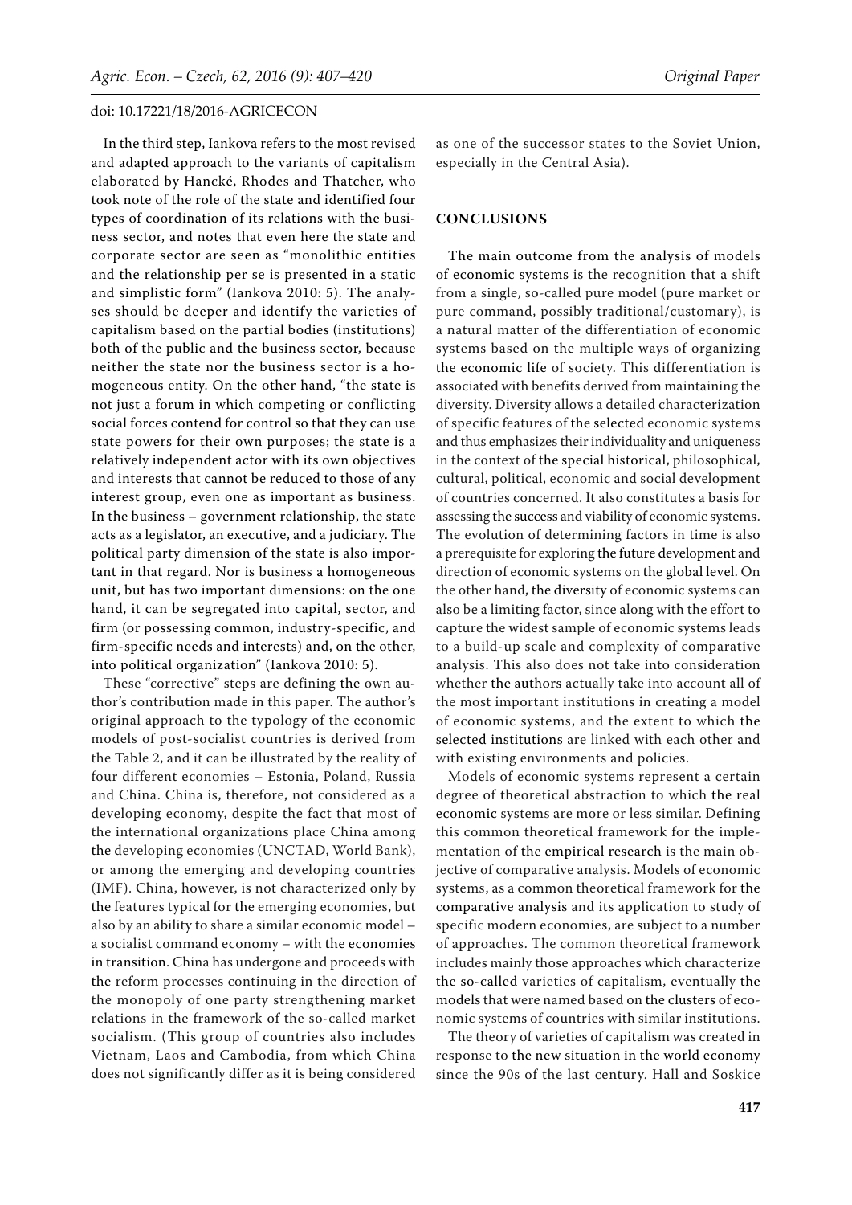In the third step, Iankova refers to the most revised and adapted approach to the variants of capitalism elaborated by Hancké, Rhodes and Thatcher, who took note of the role of the state and identified four types of coordination of its relations with the business sector, and notes that even here the state and corporate sector are seen as "monolithic entities and the relationship per se is presented in a static and simplistic form" (Iankova 2010: 5). The analyses should be deeper and identify the varieties of capitalism based on the partial bodies (institutions) both of the public and the business sector, because neither the state nor the business sector is a homogeneous entity. On the other hand, "the state is not just a forum in which competing or conflicting social forces contend for control so that they can use state powers for their own purposes; the state is a relatively independent actor with its own objectives and interests that cannot be reduced to those of any interest group, even one as important as business. In the business – government relationship, the state acts as a legislator, an executive, and a judiciary. The political party dimension of the state is also important in that regard. Nor is business a homogeneous unit, but has two important dimensions: on the one hand, it can be segregated into capital, sector, and firm (or possessing common, industry-specific, and firm-specific needs and interests) and, on the other, into political organization" (Iankova 2010: 5).

These "corrective" steps are defining the own author's contribution made in this paper. The author's original approach to the typology of the economic models of post-socialist countries is derived from the Table 2, and it can be illustrated by the reality of four different economies – Estonia, Poland, Russia and China. China is, therefore, not considered as a developing economy, despite the fact that most of the international organizations place China among the developing economies (UNCTAD, World Bank), or among the emerging and developing countries (IMF). China, however, is not characterized only by the features typical for the emerging economies, but also by an ability to share a similar economic model – a socialist command economy – with the economies in transition. China has undergone and proceeds with the reform processes continuing in the direction of the monopoly of one party strengthening market relations in the framework of the so-called market socialism. (This group of countries also includes Vietnam, Laos and Cambodia, from which China does not significantly differ as it is being considered as one of the successor states to the Soviet Union, especially in the Central Asia).

## CONCLUSIONS

The main outcome from the analysis of models of economic systems is the recognition that a shift from a single, so-called pure model (pure market or pure command, possibly traditional/customary), is a natural matter of the differentiation of economic systems based on the multiple ways of organizing the economic life of society. This differentiation is associated with benefits derived from maintaining the diversity. Diversity allows a detailed characterization of specific features of the selected economic systems and thus emphasizes their individuality and uniqueness in the context of the special historical, philosophical, cultural, political, economic and social development of countries concerned. It also constitutes a basis for assessing the success and viability of economic systems. The evolution of determining factors in time is also a prerequisite for exploring the future development and direction of economic systems on the global level. On the other hand, the diversity of economic systems can also be a limiting factor, since along with the effort to capture the widest sample of economic systems leads to a build-up scale and complexity of comparative analysis. This also does not take into consideration whether the authors actually take into account all of the most important institutions in creating a model of economic systems, and the extent to which the selected institutions are linked with each other and with existing environments and policies.

Models of economic systems represent a certain degree of theoretical abstraction to which the real economic systems are more or less similar. Defining this common theoretical framework for the implementation of the empirical research is the main objective of comparative analysis. Models of economic systems, as a common theoretical framework for the comparative analysis and its application to study of specific modern economies, are subject to a number of approaches. The common theoretical framework includes mainly those approaches which characterize the so-called varieties of capitalism, eventually the models that were named based on the clusters of economic systems of countries with similar institutions.

The theory of varieties of capitalism was created in response to the new situation in the world economy since the 90s of the last century. Hall and Soskice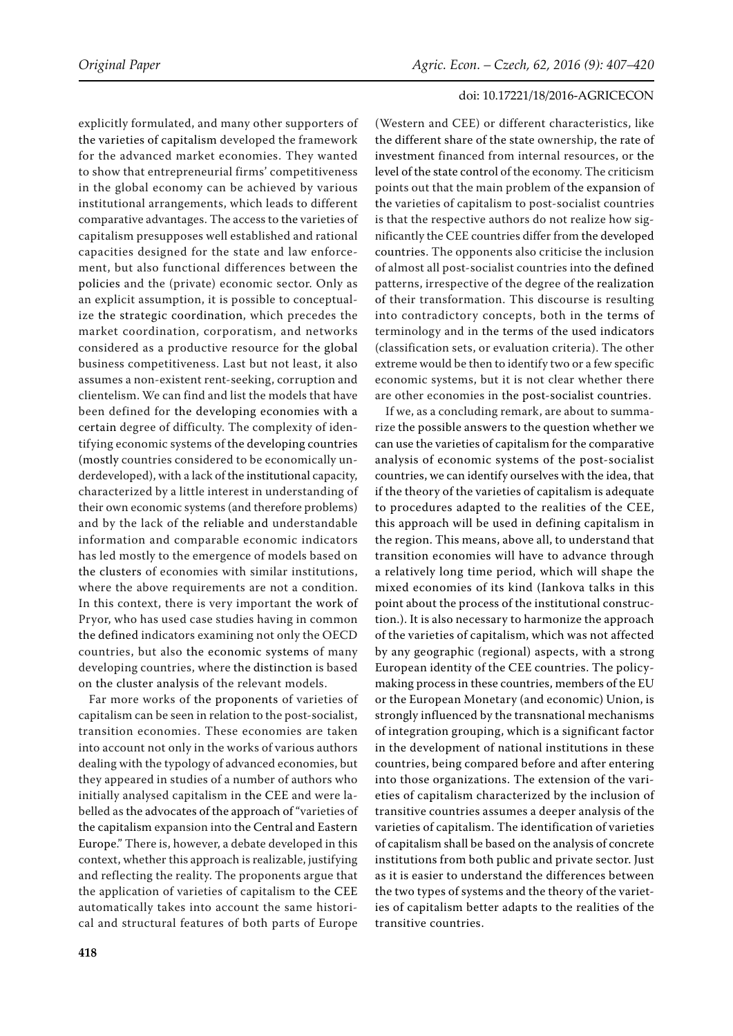explicitly formulated, and many other supporters of the varieties of capitalism developed the framework for the advanced market economies. They wanted to show that entrepreneurial firms' competitiveness in the global economy can be achieved by various institutional arrangements, which leads to different comparative advantages. The access to the varieties of capitalism presupposes well established and rational capacities designed for the state and law enforcement, but also functional differences between the policies and the (private) economic sector. Only as an explicit assumption, it is possible to conceptualize the strategic coordination, which precedes the market coordination, corporatism, and networks considered as a productive resource for the global business competitiveness. Last but not least, it also assumes a non-existent rent-seeking, corruption and clientelism. We can find and list the models that have been defined for the developing economies with a certain degree of difficulty. The complexity of identifying economic systems of the developing countries (mostly countries considered to be economically underdeveloped), with a lack of the institutional capacity, characterized by a little interest in understanding of their own economic systems (and therefore problems) and by the lack of the reliable and understandable information and comparable economic indicators has led mostly to the emergence of models based on the clusters of economies with similar institutions, where the above requirements are not a condition. In this context, there is very important the work of Pryor, who has used case studies having in common the defined indicators examining not only the OECD countries, but also the economic systems of many developing countries, where the distinction is based on the cluster analysis of the relevant models.

Far more works of the proponents of varieties of capitalism can be seen in relation to the post-socialist, transition economies. These economies are taken into account not only in the works of various authors dealing with the typology of advanced economies, but they appeared in studies of a number of authors who initially analysed capitalism in the CEE and were labelled as the advocates of the approach of "varieties of the capitalism expansion into the Central and Eastern Europe." There is, however, a debate developed in this context, whether this approach is realizable, justifying and reflecting the reality. The proponents argue that the application of varieties of capitalism to the CEE automatically takes into account the same historical and structural features of both parts of Europe (Western and CEE) or different characteristics, like the different share of the state ownership, the rate of investment financed from internal resources, or the level of the state control of the economy. The criticism points out that the main problem of the expansion of the varieties of capitalism to post-socialist countries is that the respective authors do not realize how significantly the CEE countries differ from the developed countries. The opponents also criticise the inclusion of almost all post-socialist countries into the defined patterns, irrespective of the degree of the realization of their transformation. This discourse is resulting into contradictory concepts, both in the terms of terminology and in the terms of the used indicators (classification sets, or evaluation criteria). The other extreme would be then to identify two or a few specific economic systems, but it is not clear whether there are other economies in the post-socialist countries.

If we, as a concluding remark, are about to summarize the possible answers to the question whether we can use the varieties of capitalism for the comparative analysis of economic systems of the post-socialist countries, we can identify ourselves with the idea, that if the theory of the varieties of capitalism is adequate to procedures adapted to the realities of the CEE, this approach will be used in defining capitalism in the region. This means, above all, to understand that transition economies will have to advance through a relatively long time period, which will shape the mixed economies of its kind (Iankova talks in this point about the process of the institutional construction.). It is also necessary to harmonize the approach of the varieties of capitalism, which was not affected by any geographic (regional) aspects, with a strong European identity of the CEE countries. The policy-making process in these countries, members of the EU or the European Monetary (and economic) Union, is strongly influenced by the transnational mechanisms of integration grouping, which is a significant factor in the development of national institutions in these countries, being compared before and after entering into those organizations. The extension of the varieties of capitalism characterized by the inclusion of transitive countries assumes a deeper analysis of the varieties of capitalism. The identification of varieties of capitalism shall be based on the analysis of concrete institutions from both public and private sector. Just as it is easier to understand the differences between the two types of systems and the theory of the varieties of capitalism better adapts to the realities of the transitive countries.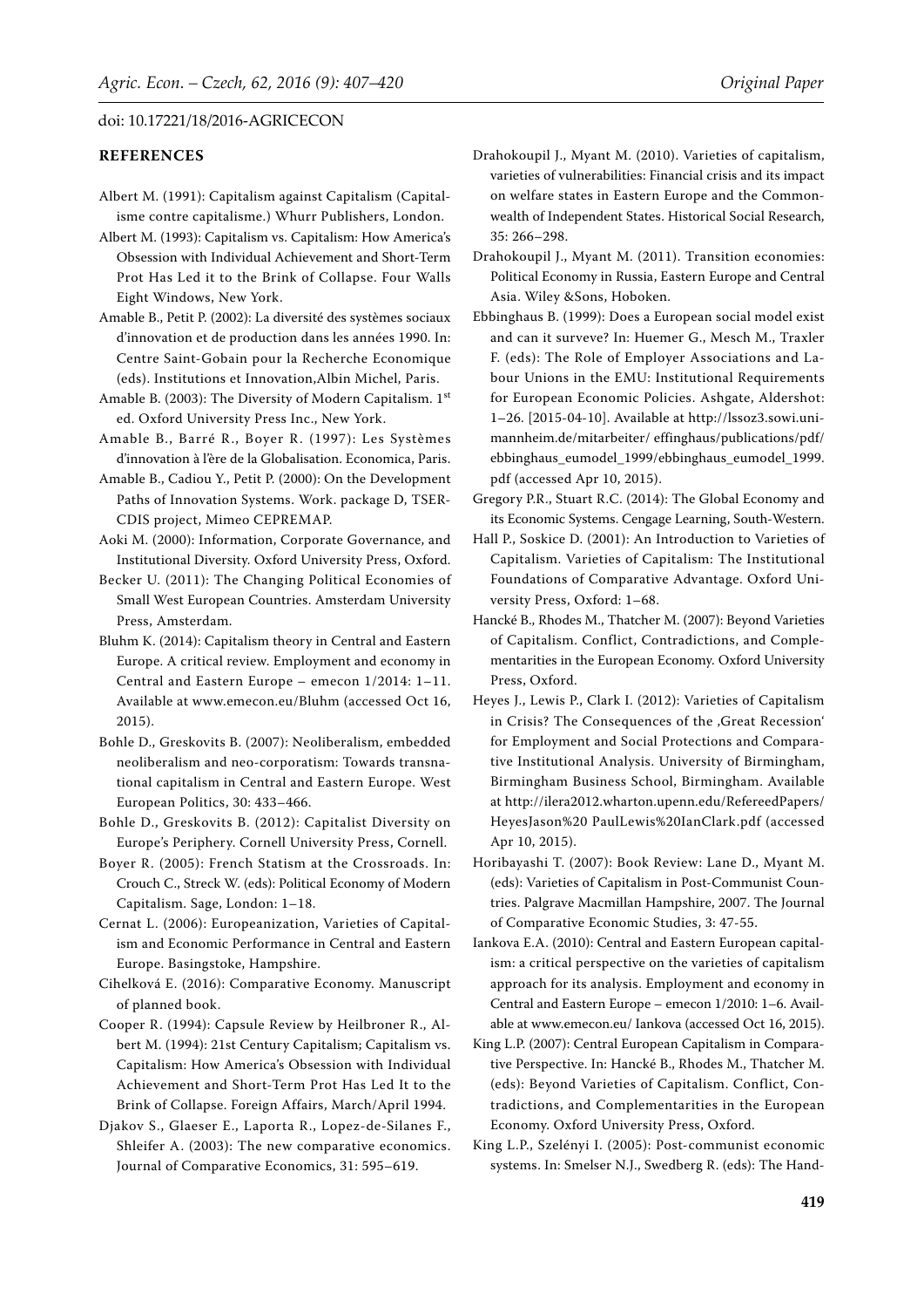## REFERENCES

Albert M. (1991): Capitalism against Capitalism (Capitalisme contre capitalisme.) Whurr Publishers, London.

Albert M. (1993): Capitalism vs. Capitalism: How America's Obsession with Individual Achievement and Short-Term Prot Has Led it to the Brink of Collapse. Four Walls Eight Windows, New York.

Amable B., Petit P. (2002): La diversité des systèmes sociaux d'innovation et de production dans les années 1990. In: Centre Saint-Gobain pour la Recherche Economique (eds). Institutions et Innovation,Albin Michel, Paris.

Amable B. (2003): The Diversity of Modern Capitalism. 1st ed. Oxford University Press Inc., New York.

Amable B., Barré R., Boyer R. (1997): Les Systèmes d'innovation à l'ère de la Globalisation. Economica, Paris.

Amable B., Cadiou Y., Petit P. (2000): On the Development Paths of Innovation Systems. Work. package D, TSER-CDIS project, Mimeo CEPREMAP.

Aoki M. (2000): Information, Corporate Governance, and Institutional Diversity. Oxford University Press, Oxford.

Becker U. (2011): The Changing Political Economies of Small West European Countries. Amsterdam University Press, Amsterdam.

Bluhm K. (2014): Capitalism theory in Central and Eastern Europe. A critical review. Employment and economy in Central and Eastern Europe – emecon 1/2014: 1–11. Available at www.emecon.eu/Bluhm (accessed Oct 16, 2015).

Bohle D., Greskovits B. (2007): Neoliberalism, embedded neoliberalism and neo-corporatism: Towards transnational capitalism in Central and Eastern Europe. West European Politics, 30: 433–466.

Bohle D., Greskovits B. (2012): Capitalist Diversity on Europe's Periphery. Cornell University Press, Cornell.

Boyer R. (2005): French Statism at the Crossroads. In: Crouch C., Streck W. (eds): Political Economy of Modern Capitalism. Sage, London: 1–18.

Cernat L. (2006): Europeanization, Varieties of Capitalism and Economic Performance in Central and Eastern Europe. Basingstoke, Hampshire.

Cihelková E. (2016): Comparative Economy. Manuscript of planned book.

Cooper R. (1994): Capsule Review by Heilbroner R., Albert M. (1994): 21st Century Capitalism; Capitalism vs. Capitalism: How America's Obsession with Individual Achievement and Short-Term Prot Has Led It to the Brink of Collapse. Foreign Affairs, March/April 1994.

Djakov S., Glaeser E., Laporta R., Lopez-de-Silanes F., Shleifer A. (2003): The new comparative economics. Journal of Comparative Economics, 31: 595–619.

Drahokoupil J., Myant M. (2010). Varieties of capitalism, varieties of vulnerabilities: Financial crisis and its impact on welfare states in Eastern Europe and the Commonwealth of Independent States. Historical Social Research, 35: 266–298.

Drahokoupil J., Myant M. (2011). Transition economies: Political Economy in Russia, Eastern Europe and Central Asia. Wiley &Sons, Hoboken.

Ebbinghaus B. (1999): Does a European social model exist and can it surveve? In: Huemer G., Mesch M., Traxler F. (eds): The Role of Employer Associations and Labour Unions in the EMU: Institutional Requirements for European Economic Policies. Ashgate, Aldershot: 1–26. [2015-04-10]. Available at http://lssoz3.sowi.uni-mannheim.de/mitarbeiter/ effinghaus/publications/pdf/ebbinghaus_eumodel_1999/ebbinghaus_eumodel_1999.pdf (accessed Apr 10, 2015).

Gregory P.R., Stuart R.C. (2014): The Global Economy and its Economic Systems. Cengage Learning, South-Western.

Hall P., Soskice D. (2001): An Introduction to Varieties of Capitalism. Varieties of Capitalism: The Institutional Foundations of Comparative Advantage. Oxford University Press, Oxford: 1–68.

Hancké B., Rhodes M., Thatcher M. (2007): Beyond Varieties of Capitalism. Conflict, Contradictions, and Complementarities in the European Economy. Oxford University Press, Oxford.

Heyes J., Lewis P., Clark I. (2012): Varieties of Capitalism in Crisis? The Consequences of the ‚Great Recession' for Employment and Social Protections and Comparative Institutional Analysis. University of Birmingham, Birmingham Business School, Birmingham. Available at http://ilera2012.wharton.upenn.edu/RefereedPapers/HeyesJason%20 PaulLewis%20IanClark.pdf (accessed Apr 10, 2015).

Horibayashi T. (2007): Book Review: Lane D., Myant M. (eds): Varieties of Capitalism in Post-Communist Countries. Palgrave Macmillan Hampshire, 2007. The Journal of Comparative Economic Studies, 3: 47-55.

Iankova E.A. (2010): Central and Eastern European capitalism: a critical perspective on the varieties of capitalism approach for its analysis. Employment and economy in Central and Eastern Europe – emecon 1/2010: 1–6. Available at www.emecon.eu/ Iankova (accessed Oct 16, 2015).

King L.P. (2007): Central European Capitalism in Comparative Perspective. In: Hancké B., Rhodes M., Thatcher M. (eds): Beyond Varieties of Capitalism. Conflict, Contradictions, and Complementarities in the European Economy. Oxford University Press, Oxford.

King L.P., Szelényi I. (2005): Post-communist economic systems. In: Smelser N.J., Swedberg R. (eds): The Hand-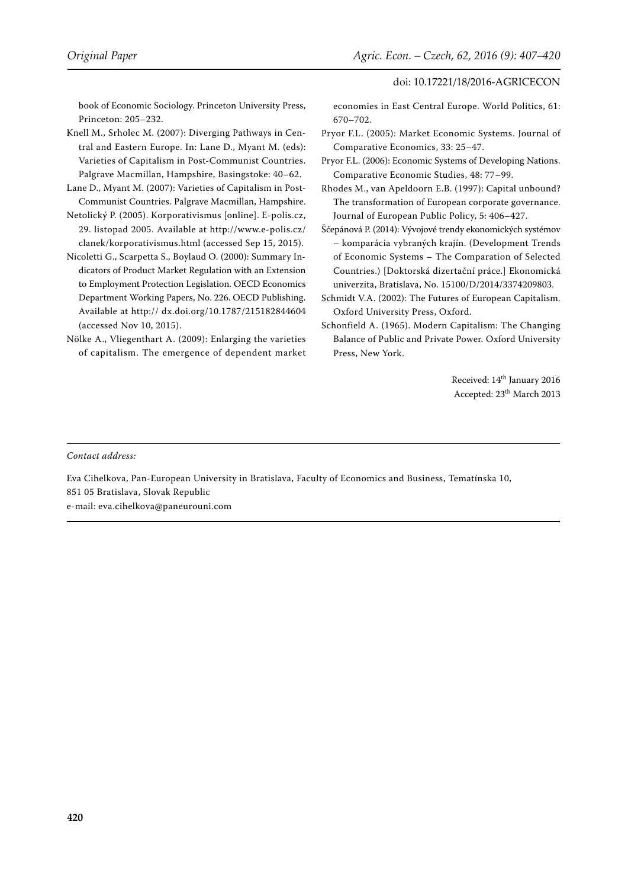book of Economic Sociology. Princeton University Press, Princeton: 205–232.

Knell M., Srholec M. (2007): Diverging Pathways in Central and Eastern Europe. In: Lane D., Myant M. (eds): Varieties of Capitalism in Post-Communist Countries. Palgrave Macmillan, Hampshire, Basingstoke: 40–62.

Lane D., Myant M. (2007): Varieties of Capitalism in Post-Communist Countries. Palgrave Macmillan, Hampshire.

Netolický P. (2005). Korporativismus [online]. E-polis.cz, 29. listopad 2005. Available at http://www.e-polis.cz/clanek/korporativismus.html (accessed Sep 15, 2015).

Nicoletti G., Scarpetta S., Boylaud O. (2000): Summary Indicators of Product Market Regulation with an Extension to Employment Protection Legislation. OECD Economics Department Working Papers, No. 226. OECD Publishing. Available at http:// dx.doi.org/10.1787/215182844604 (accessed Nov 10, 2015).

Nölke A., Vliegenthart A. (2009): Enlarging the varieties of capitalism. The emergence of dependent market economies in East Central Europe. World Politics, 61: 670–702.

Pryor F.L. (2005): Market Economic Systems. Journal of Comparative Economics, 33: 25–47.

Pryor F.L. (2006): Economic Systems of Developing Nations. Comparative Economic Studies, 48: 77–99.

Rhodes M., van Apeldoorn E.B. (1997): Capital unbound? The transformation of European corporate governance. Journal of European Public Policy, 5: 406–427.

Ščepánová P. (2014): Vývojové trendy ekonomických systémov – komparácia vybraných krajín. (Development Trends of Economic Systems – The Comparation of Selected Countries.) [Doktorská dizertační práce.] Ekonomická univerzita, Bratislava, No. 15100/D/2014/3374209803.

Schmidt V.A. (2002): The Futures of European Capitalism. Oxford University Press, Oxford.

Schonfield A. (1965). Modern Capitalism: The Changing Balance of Public and Private Power. Oxford University Press, New York.

Received: 14th January 2016
Accepted: 23th March 2013

*Contact address:*

Eva Cihelkova, Pan-European University in Bratislava, Faculty of Economics and Business, Tematínska 10, 851 05 Bratislava, Slovak Republic
e-mail: eva.cihelkova@paneurouni.com